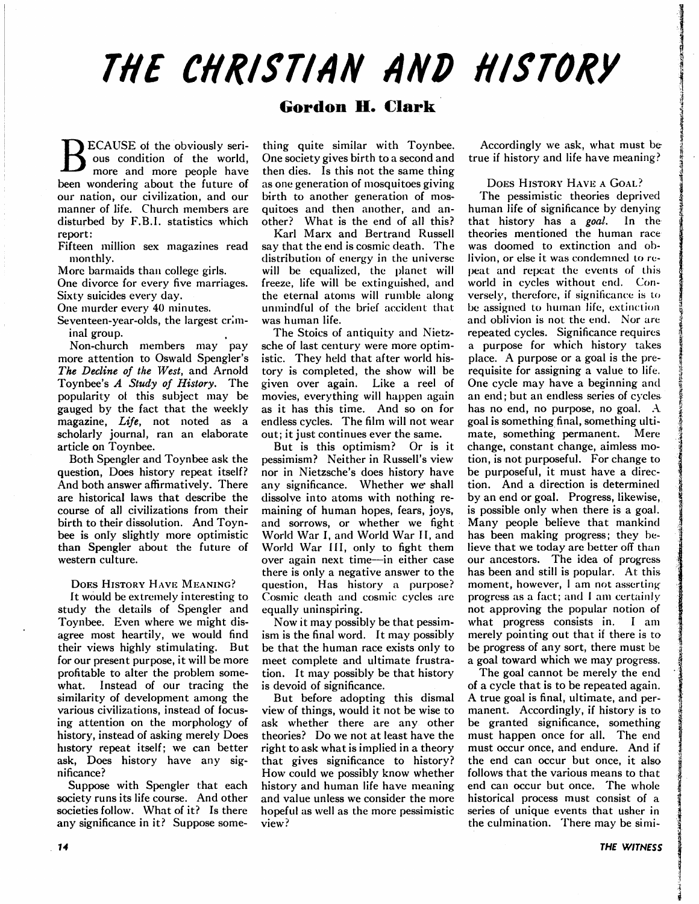# THE CHRISTIAN AND HISTORY

**Gordon H. Clark**

BECAUSE of the obviously serious condition of the world, more and more people have been wondering about the future of our nation, our civilization, and our manner of life. Church members are disturbed by F.B.I. statistics which report:

Fifteen million sex magazines read monthly.
More barmaids than college girls.
One divorce for every five marriages.
Sixty suicides every day.
One murder every 40 minutes.
Seventeen-year-olds, the largest criminal group.

Non-church members may pay more attention to Oswald Spengler's *The Decline of the West*, and Arnold Toynbee's *A Study of History*. The popularity of this subject may be gauged by the fact that the weekly magazine, *Life*, not noted as a scholarly journal, ran an elaborate article on Toynbee.

Both Spengler and Toynbee ask the question, Does history repeat itself? And both answer affirmatively. There are historical laws that describe the course of all civilizations from their birth to their dissolution. And Toynbee is only slightly more optimistic than Spengler about the future of western culture.

## Does History Have Meaning?

It would be extremely interesting to study the details of Spengler and Toynbee. Even where we might disagree most heartily, we would find their views highly stimulating. But for our present purpose, it will be more profitable to alter the problem somewhat. Instead of our tracing the similarity of development among the various civilizations, instead of focusing attention on the morphology of history, instead of asking merely Does history repeat itself; we can better ask, Does history have any significance?

Suppose with Spengler that each society runs its life course. And other societies follow. What of it? Is there any significance in it? Suppose something quite similar with Toynbee. One society gives birth to a second and then dies. Is this not the same thing as one generation of mosquitoes giving birth to another generation of mosquitoes and then another, and another? What is the end of all this?

Karl Marx and Bertrand Russell say that the end is cosmic death. The distribution of energy in the universe will be equalized, the planet will freeze, life will be extinguished, and the eternal atoms will rumble along unmindful of the brief accident that was human life.

The Stoics of antiquity and Nietzsche of last century were more optimistic. They held that after world history is completed, the show will be given over again. Like a reel of movies, everything will happen again as it has this time. And so on for endless cycles. The film will not wear out; it just continues ever the same.

But is this optimism? Or is it pessimism? Neither in Russell's view nor in Nietzsche's does history have any significance. Whether we shall dissolve into atoms with nothing remaining of human hopes, fears, joys, and sorrows, or whether we fight World War I, and World War II, and World War III, only to fight them over again next time—in either case there is only a negative answer to the question, Has history a purpose? Cosmic death and cosmic cycles are equally uninspiring.

Now it may possibly be that pessimism is the final word. It may possibly be that the human race exists only to meet complete and ultimate frustration. It may possibly be that history is devoid of significance.

But before adopting this dismal view of things, would it not be wise to ask whether there are any other theories? Do we not at least have the right to ask what is implied in a theory that gives significance to history? How could we possibly know whether history and human life have meaning and value unless we consider the more hopeful as well as the more pessimistic view?

Accordingly we ask, what must be true if history and life have meaning?

## Does History Have a Goal?

The pessimistic theories deprived human life of significance by denying that history has a *goal*. In the theories mentioned the human race was doomed to extinction and oblivion, or else it was condemned to repeat and repeat the events of this world in cycles without end. Conversely, therefore, if significance is to be assigned to human life, extinction and oblivion is not the end. Nor are repeated cycles. Significance requires a purpose for which history takes place. A purpose or a goal is the prerequisite for assigning a value to life. One cycle may have a beginning and an end; but an endless series of cycles has no end, no purpose, no goal. A goal is something final, something ultimate, something permanent. Mere change, constant change, aimless motion, is not purposeful. For change to be purposeful, it must have a direction. And a direction is determined by an end or goal. Progress, likewise, is possible only when there is a goal. Many people believe that mankind has been making progress; they believe that we today are better off than our ancestors. The idea of progress has been and still is popular. At this moment, however, I am not asserting progress as a fact; and I am certainly not approving the popular notion of what progress consists in. I am merely pointing out that if there is to be progress of any sort, there must be a goal toward which we may progress.

The goal cannot be merely the end of a cycle that is to be repeated again. A true goal is final, ultimate, and permanent. Accordingly, if history is to be granted significance, something must happen once for all. The end must occur once, and endure. And if the end can occur but once, it also follows that the various means to that end can occur but once. The whole historical process must consist of a series of unique events that usher in the culmination. There may be simi-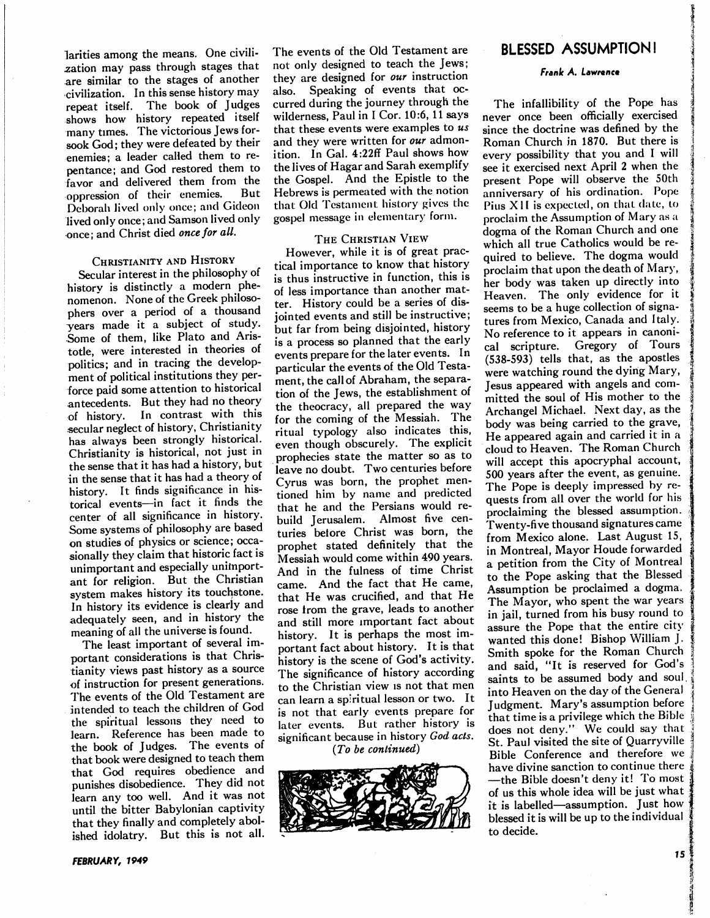larities among the means. One civilization may pass through stages that are similar to the stages of another civilization. In this sense history may repeat itself. The book of Judges shows how history repeated itself many times. The victorious Jews forsook God; they were defeated by their enemies; a leader called them to repentance; and God restored them to favor and delivered them from the oppression of their enemies. But Deborah lived only once; and Gideon lived only once; and Samson lived only once; and Christ died *once for all*.

### Christianity and History

Secular interest in the philosophy of history is distinctly a modern phenomenon. None of the Greek philosophers over a period of a thousand years made it a subject of study. Some of them, like Plato and Aristotle, were interested in theories of politics; and in tracing the development of political institutions they perforce paid some attention to historical antecedents. But they had no theory of history. In contrast with this secular neglect of history, Christianity has always been strongly historical. Christianity is historical, not just in the sense that it has had a history, but in the sense that it has had a theory of history. It finds significance in historical events—in fact it finds the center of all significance in history. Some systems of philosophy are based on studies of physics or science; occasionally they claim that historic fact is unimportant and especially unimportant for religion. But the Christian system makes history its touchstone. In history its evidence is clearly and adequately seen, and in history the meaning of all the universe is found.

The least important of several important considerations is that Christianity views past history as a source of instruction for present generations. The events of the Old Testament are intended to teach the children of God the spiritual lessons they need to learn. Reference has been made to the book of Judges. The events of that book were designed to teach them that God requires obedience and punishes disobedience. They did not learn any too well. And it was not until the bitter Babylonian captivity that they finally and completely abolished idolatry. But this is not all. The events of the Old Testament are not only designed to teach the Jews; they are designed for *our* instruction also. Speaking of events that occurred during the journey through the wilderness, Paul in I Cor. 10:6, 11 says that these events were examples to *us* and they were written for *our* admonition. In Gal. 4:22ff Paul shows how the lives of Hagar and Sarah exemplify the Gospel. And the Epistle to the Hebrews is permeated with the notion that Old Testament history gives the gospel message in elementary form.

### The Christian View

However, while it is of great practical importance to know that history is thus instructive in function, this is of less importance than another matter. History could be a series of disjointed events and still be instructive; but far from being disjointed, history is a process so planned that the early events prepare for the later events. In particular the events of the Old Testament, the call of Abraham, the separation of the Jews, the establishment of the theocracy, all prepared the way for the coming of the Messiah. The ritual typology also indicates this, even though obscurely. The explicit prophecies state the matter so as to leave no doubt. Two centuries before Cyrus was born, the prophet mentioned him by name and predicted that he and the Persians would rebuild Jerusalem. Almost five centuries before Christ was born, the prophet stated definitely that the Messiah would come within 490 years. And in the fulness of time Christ came. And the fact that He came, that He was crucified, and that He rose from the grave, leads to another and still more important fact about history. It is perhaps the most important fact about history. It is that history is the scene of God's activity. The significance of history according to the Christian view is not that men can learn a spiritual lesson or two. It is not that early events prepare for later events. But rather history is significant because in history *God acts*.

*(To be continued)*

## BLESSED ASSUMPTION!

***Frank A. Lawrence***

The infallibility of the Pope has never once been officially exercised since the doctrine was defined by the Roman Church in 1870. But there is every possibility that you and I will see it exercised next April 2 when the present Pope will observe the 50th anniversary of his ordination. Pope Pius XII is expected, on that date, to proclaim the Assumption of Mary as a dogma of the Roman Church and one which all true Catholics would be required to believe. The dogma would proclaim that upon the death of Mary, her body was taken up directly into Heaven. The only evidence for it seems to be a huge collection of signatures from Mexico, Canada and Italy. No reference to it appears in canonical scripture. Gregory of Tours (538-593) tells that, as the apostles were watching round the dying Mary, Jesus appeared with angels and committed the soul of His mother to the Archangel Michael. Next day, as the body was being carried to the grave, He appeared again and carried it in a cloud to Heaven. The Roman Church will accept this apocryphal account, 500 years after the event, as genuine. The Pope is deeply impressed by requests from all over the world for his proclaiming the blessed assumption. Twenty-five thousand signatures came from Mexico alone. Last August 15, in Montreal, Mayor Houde forwarded a petition from the City of Montreal to the Pope asking that the Blessed Assumption be proclaimed a dogma. The Mayor, who spent the war years in jail, turned from his busy round to assure the Pope that the entire city wanted this done! Bishop William J. Smith spoke for the Roman Church and said, "It is reserved for God's saints to be assumed body and soul into Heaven on the day of the General Judgment. Mary's assumption before that time is a privilege which the Bible does not deny." We could say that St. Paul visited the site of Quarryville Bible Conference and therefore we have divine sanction to continue there—the Bible doesn't deny it! To most of us this whole idea will be just what it is labelled—assumption. Just how blessed it is will be up to the individual to decide.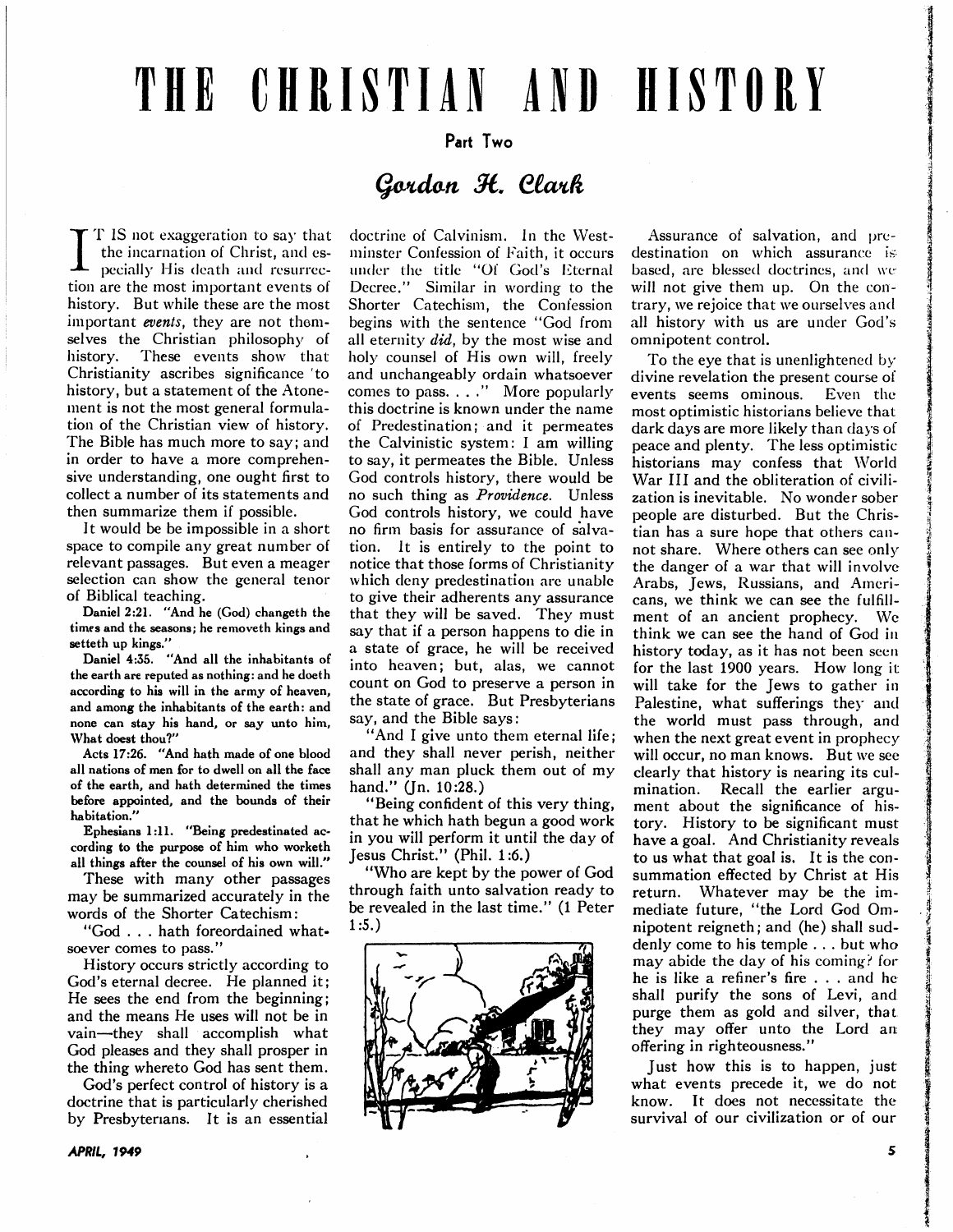# THE CHRISTIAN AND HISTORY

**Part Two**

*Gordon H. Clark*

IT IS not exaggeration to say that the incarnation of Christ, and especially His death and resurrection are the most important events of history. But while these are the most important *events*, they are not themselves the Christian philosophy of history. These events show that Christianity ascribes significance to history, but a statement of the Atonement is not the most general formulation of the Christian view of history. The Bible has much more to say; and in order to have a more comprehensive understanding, one ought first to collect a number of its statements and then summarize them if possible.

It would be be impossible in a short space to compile any great number of relevant passages. But even a meager selection can show the general tenor of Biblical teaching.

Daniel 2:21. "And he (God) changeth the times and the seasons; he removeth kings and setteth up kings."

Daniel 4:35. "And all the inhabitants of the earth are reputed as nothing: and he doeth according to his will in the army of heaven, and among the inhabitants of the earth: and none can stay his hand, or say unto him, What doest thou?"

Acts 17:26. "And hath made of one blood all nations of men for to dwell on all the face of the earth, and hath determined the times before appointed, and the bounds of their habitation."

Ephesians 1:11. "Being predestinated according to the purpose of him who worketh all things after the counsel of his own will."

These with many other passages may be summarized accurately in the words of the Shorter Catechism:

"God . . . hath foreordained whatsoever comes to pass."

History occurs strictly according to God's eternal decree. He planned it; He sees the end from the beginning; and the means He uses will not be in vain—they shall accomplish what God pleases and they shall prosper in the thing whereto God has sent them.

God's perfect control of history is a doctrine that is particularly cherished by Presbyterians. It is an essential doctrine of Calvinism. In the Westminster Confession of Faith, it occurs under the title "Of God's Eternal Decree." Similar in wording to the Shorter Catechism, the Confession begins with the sentence "God from all eternity *did*, by the most wise and holy counsel of His own will, freely and unchangeably ordain whatsoever comes to pass. . . ." More popularly this doctrine is known under the name of Predestination; and it permeates the Calvinistic system: I am willing to say, it permeates the Bible. Unless God controls history, there would be no such thing as *Providence*. Unless God controls history, we could have no firm basis for assurance of salvation. It is entirely to the point to notice that those forms of Christianity which deny predestination are unable to give their adherents any assurance that they will be saved. They must say that if a person happens to die in a state of grace, he will be received into heaven; but, alas, we cannot count on God to preserve a person in the state of grace. But Presbyterians say, and the Bible says:

"And I give unto them eternal life; and they shall never perish, neither shall any man pluck them out of my hand." (Jn. 10:28.)

"Being confident of this very thing, that he which hath begun a good work in you will perform it until the day of Jesus Christ." (Phil. 1:6.)

"Who are kept by the power of God through faith unto salvation ready to be revealed in the last time." (1 Peter 1:5.)

Assurance of salvation, and predestination on which assurance is based, are blessed doctrines, and we will not give them up. On the contrary, we rejoice that we ourselves and all history with us are under God's omnipotent control.

To the eye that is unenlightened by divine revelation the present course of events seems ominous. Even the most optimistic historians believe that dark days are more likely than days of peace and plenty. The less optimistic historians may confess that World War III and the obliteration of civilization is inevitable. No wonder sober people are disturbed. But the Christian has a sure hope that others cannot share. Where others can see only the danger of a war that will involve Arabs, Jews, Russians, and Americans, we think we can see the fulfillment of an ancient prophecy. We think we can see the hand of God in history today, as it has not been seen for the last 1900 years. How long it will take for the Jews to gather in Palestine, what sufferings they and the world must pass through, and when the next great event in prophecy will occur, no man knows. But we see clearly that history is nearing its culmination. Recall the earlier argument about the significance of history. History to be significant must have a goal. And Christianity reveals to us what that goal is. It is the consummation effected by Christ at His return. Whatever may be the immediate future, "the Lord God Omnipotent reigneth; and (he) shall suddenly come to his temple . . . but who may abide the day of his coming? for he is like a refiner's fire . . . and he shall purify the sons of Levi, and purge them as gold and silver, that they may offer unto the Lord an offering in righteousness."

Just how this is to happen, just what events precede it, we do not know. It does not necessitate the survival of our civilization or of our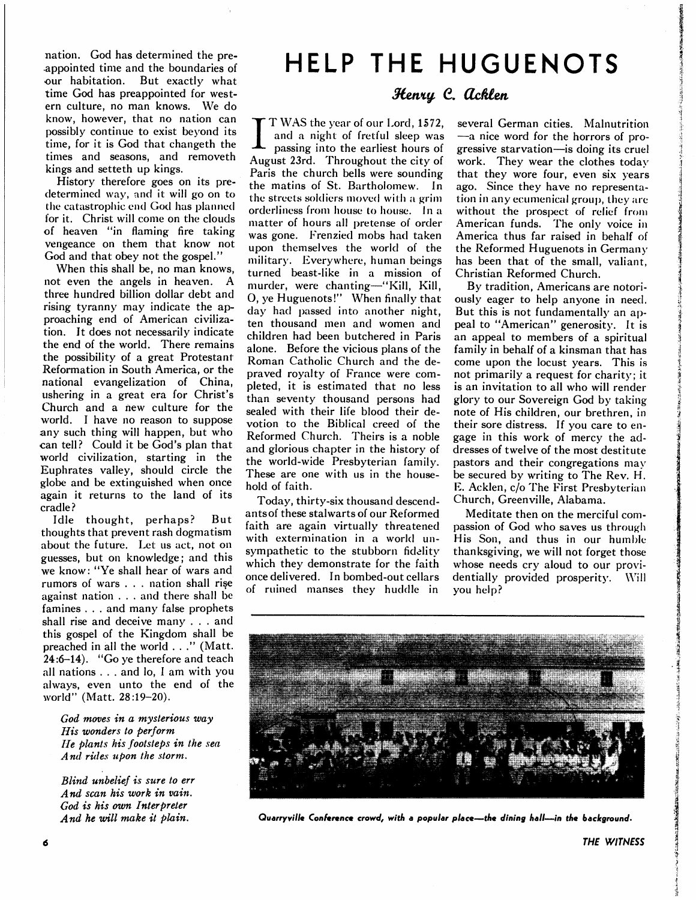nation. God has determined the preappointed time and the boundaries of our habitation. But exactly what time God has preappointed for western culture, no man knows. We do know, however, that no nation can possibly continue to exist beyond its time, for it is God that changeth the times and seasons, and removeth kings and setteth up kings.

History therefore goes on its predetermined way, and it will go on to the catastrophic end God has planned for it. Christ will come on the clouds of heaven "in flaming fire taking vengeance on them that know not God and that obey not the gospel."

When this shall be, no man knows, not even the angels in heaven. A three hundred billion dollar debt and rising tyranny may indicate the approaching end of American civilization. It does not necessarily indicate the end of the world. There remains the possibility of a great Protestant Reformation in South America, or the national evangelization of China, ushering in a great era for Christ's Church and a new culture for the world. I have no reason to suppose any such thing will happen, but who can tell? Could it be God's plan that world civilization, starting in the Euphrates valley, should circle the globe and be extinguished when once again it returns to the land of its cradle?

Idle thought, perhaps? But thoughts that prevent rash dogmatism about the future. Let us act, not on guesses, but on knowledge; and this we know: "Ye shall hear of wars and rumors of wars . . . nation shall rise against nation . . . and there shall be famines . . . and many false prophets shall rise and deceive many . . . and this gospel of the Kingdom shall be preached in all the world . . ." (Matt. 24:6–14). "Go ye therefore and teach all nations . . . and lo, I am with you always, even unto the end of the world" (Matt. 28:19–20).

*God moves in a mysterious way*
*His wonders to perform*
*He plants his footsteps in the sea*
*And rides upon the storm.*

*Blind unbelief is sure to err*
*And scan his work in vain.*
*God is his own Interpreter*
*And he will make it plain.*

# HELP THE HUGUENOTS

*Henry C. Acklen*

IT WAS the year of our Lord, 1572, and a night of fretful sleep was passing into the earliest hours of August 23rd. Throughout the city of Paris the church bells were sounding the matins of St. Bartholomew. In the streets soldiers moved with a grim orderliness from house to house. In a matter of hours all pretense of order was gone. Frenzied mobs had taken upon themselves the world of the military. Everywhere, human beings turned beast-like in a mission of murder, were chanting—"Kill, Kill, O, ye Huguenots!" When finally that day had passed into another night, ten thousand men and women and children had been butchered in Paris alone. Before the vicious plans of the Roman Catholic Church and the depraved royalty of France were completed, it is estimated that no less than seventy thousand persons had sealed with their life blood their devotion to the Biblical creed of the Reformed Church. Theirs is a noble and glorious chapter in the history of the world-wide Presbyterian family. These are one with us in the household of faith.

Today, thirty-six thousand descendants of these stalwarts of our Reformed faith are again virtually threatened with extermination in a world unsympathetic to the stubborn fidelity which they demonstrate for the faith once delivered. In bombed-out cellars of ruined manses they huddle in several German cities. Malnutrition—a nice word for the horrors of progressive starvation—is doing its cruel work. They wear the clothes today that they wore four, even six years ago. Since they have no representation in any ecumenical group, they are without the prospect of relief from American funds. The only voice in America thus far raised in behalf of the Reformed Huguenots in Germany has been that of the small, valiant, Christian Reformed Church.

By tradition, Americans are notoriously eager to help anyone in need. But this is not fundamentally an appeal to "American" generosity. It is an appeal to members of a spiritual family in behalf of a kinsman that has come upon the locust years. This is not primarily a request for charity; it is an invitation to all who will render glory to our Sovereign God by taking note of His children, our brethren, in their sore distress. If you care to engage in this work of mercy the addresses of twelve of the most destitute pastors and their congregations may be secured by writing to The Rev. H. E. Acklen, c/o The First Presbyterian Church, Greenville, Alabama.

Meditate then on the merciful compassion of God who saves us through His Son, and thus in our humble thanksgiving, we will not forget those whose needs cry aloud to our providentially provided prosperity. Will you help?

*Quarryville Conference crowd, with a popular place—the dining hall—in the background.*